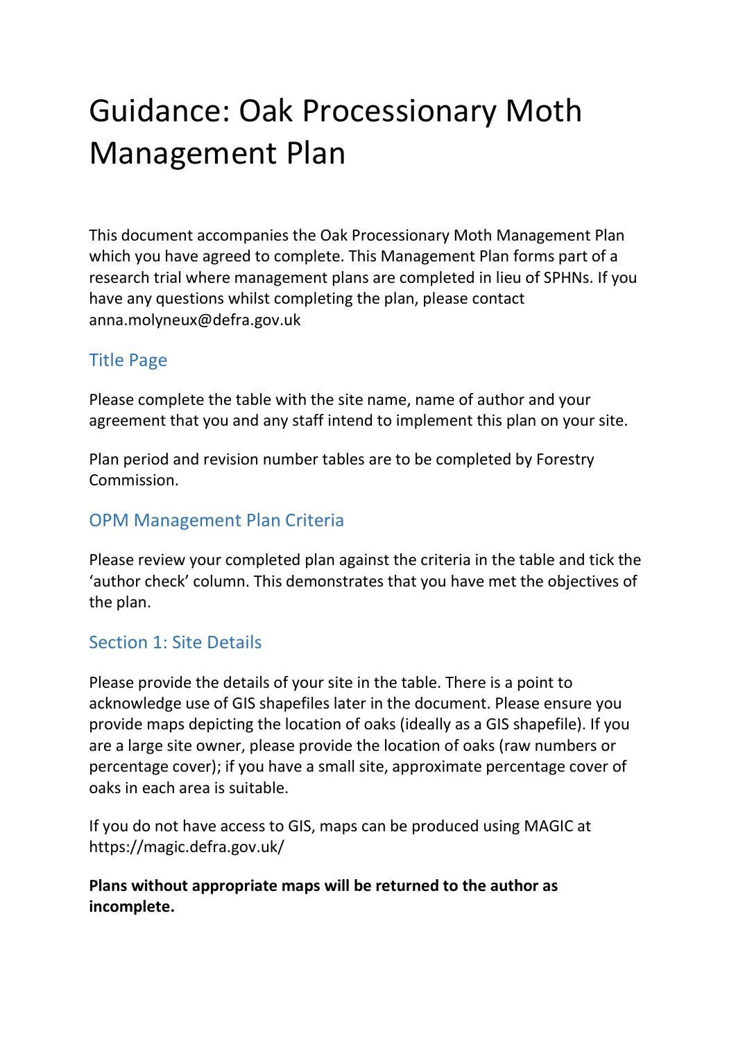# Guidance: Oak Processionary Moth Management Plan

This document accompanies the Oak Processionary Moth Management Plan which you have agreed to complete. This Management Plan forms part of a research trial where management plans are completed in lieu of SPHNs. If you have any questions whilst completing the plan, please contact anna.molyneux@defra.gov.uk

## Title Page

Please complete the table with the site name, name of author and your agreement that you and any staff intend to implement this plan on your site.

Plan period and revision number tables are to be completed by Forestry Commission.

## OPM Management Plan Criteria

Please review your completed plan against the criteria in the table and tick the 'author check' column. This demonstrates that you have met the objectives of the plan.

## Section 1: Site Details

Please provide the details of your site in the table. There is a point to acknowledge use of GIS shapefiles later in the document. Please ensure you provide maps depicting the location of oaks (ideally as a GIS shapefile). If you are a large site owner, please provide the location of oaks (raw numbers or percentage cover); if you have a small site, approximate percentage cover of oaks in each area is suitable.

If you do not have access to GIS, maps can be produced using MAGIC at https://magic.defra.gov.uk/

**Plans without appropriate maps will be returned to the author as incomplete.**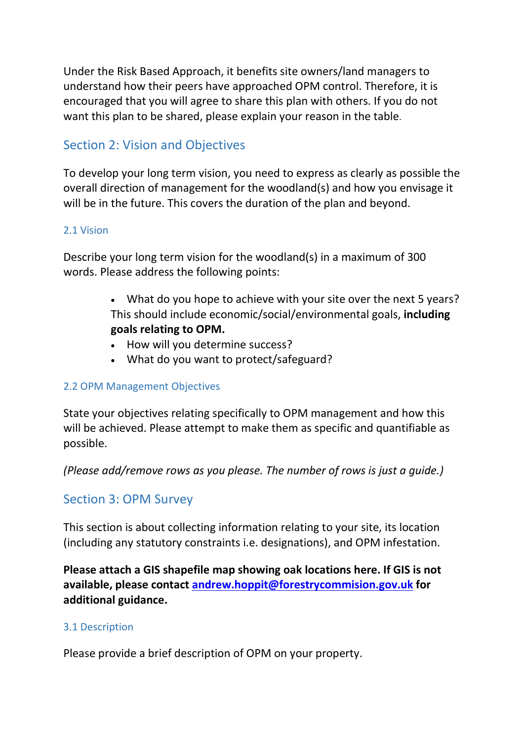Under the Risk Based Approach, it benefits site owners/land managers to understand how their peers have approached OPM control. Therefore, it is encouraged that you will agree to share this plan with others. If you do not want this plan to be shared, please explain your reason in the table.

## Section 2: Vision and Objectives

To develop your long term vision, you need to express as clearly as possible the overall direction of management for the woodland(s) and how you envisage it will be in the future. This covers the duration of the plan and beyond.

### 2.1 Vision

Describe your long term vision for the woodland(s) in a maximum of 300 words. Please address the following points:

- What do you hope to achieve with your site over the next 5 years? This should include economic/social/environmental goals, **including goals relating to OPM.**
- How will you determine success?
- What do you want to protect/safeguard?

### 2.2 OPM Management Objectives

State your objectives relating specifically to OPM management and how this will be achieved. Please attempt to make them as specific and quantifiable as possible.

*(Please add/remove rows as you please. The number of rows is just a guide.)*

## Section 3: OPM Survey

This section is about collecting information relating to your site, its location (including any statutory constraints i.e. designations), and OPM infestation.

**Please attach a GIS shapefile map showing oak locations here. If GIS is not available, please contact [andrew.hoppit@forestrycommision.gov.uk](mailto:andrew.hoppit@forestrycommision.gov.uk) for additional guidance.**

### 3.1 Description

Please provide a brief description of OPM on your property.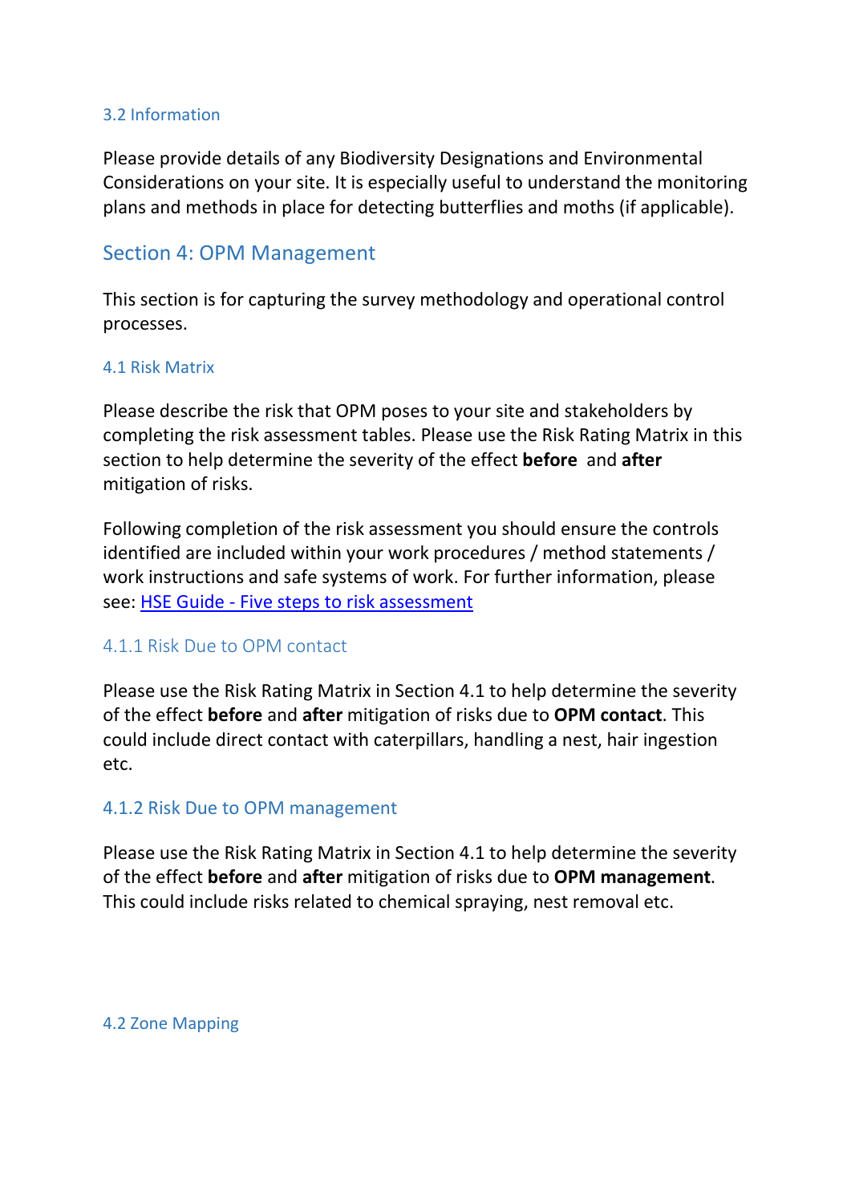### 3.2 Information

Please provide details of any Biodiversity Designations and Environmental Considerations on your site. It is especially useful to understand the monitoring plans and methods in place for detecting butterflies and moths (if applicable).

## Section 4: OPM Management

This section is for capturing the survey methodology and operational control processes.

### 4.1 Risk Matrix

Please describe the risk that OPM poses to your site and stakeholders by completing the risk assessment tables. Please use the Risk Rating Matrix in this section to help determine the severity of the effect **before** and **after** mitigation of risks.

Following completion of the risk assessment you should ensure the controls identified are included within your work procedures / method statements / work instructions and safe systems of work. For further information, please see: [HSE Guide - Five steps to risk assessment]()

#### 4.1.1 Risk Due to OPM contact

Please use the Risk Rating Matrix in Section 4.1 to help determine the severity of the effect **before** and **after** mitigation of risks due to **OPM contact**. This could include direct contact with caterpillars, handling a nest, hair ingestion etc.

#### 4.1.2 Risk Due to OPM management

Please use the Risk Rating Matrix in Section 4.1 to help determine the severity of the effect **before** and **after** mitigation of risks due to **OPM management**. This could include risks related to chemical spraying, nest removal etc.

### 4.2 Zone Mapping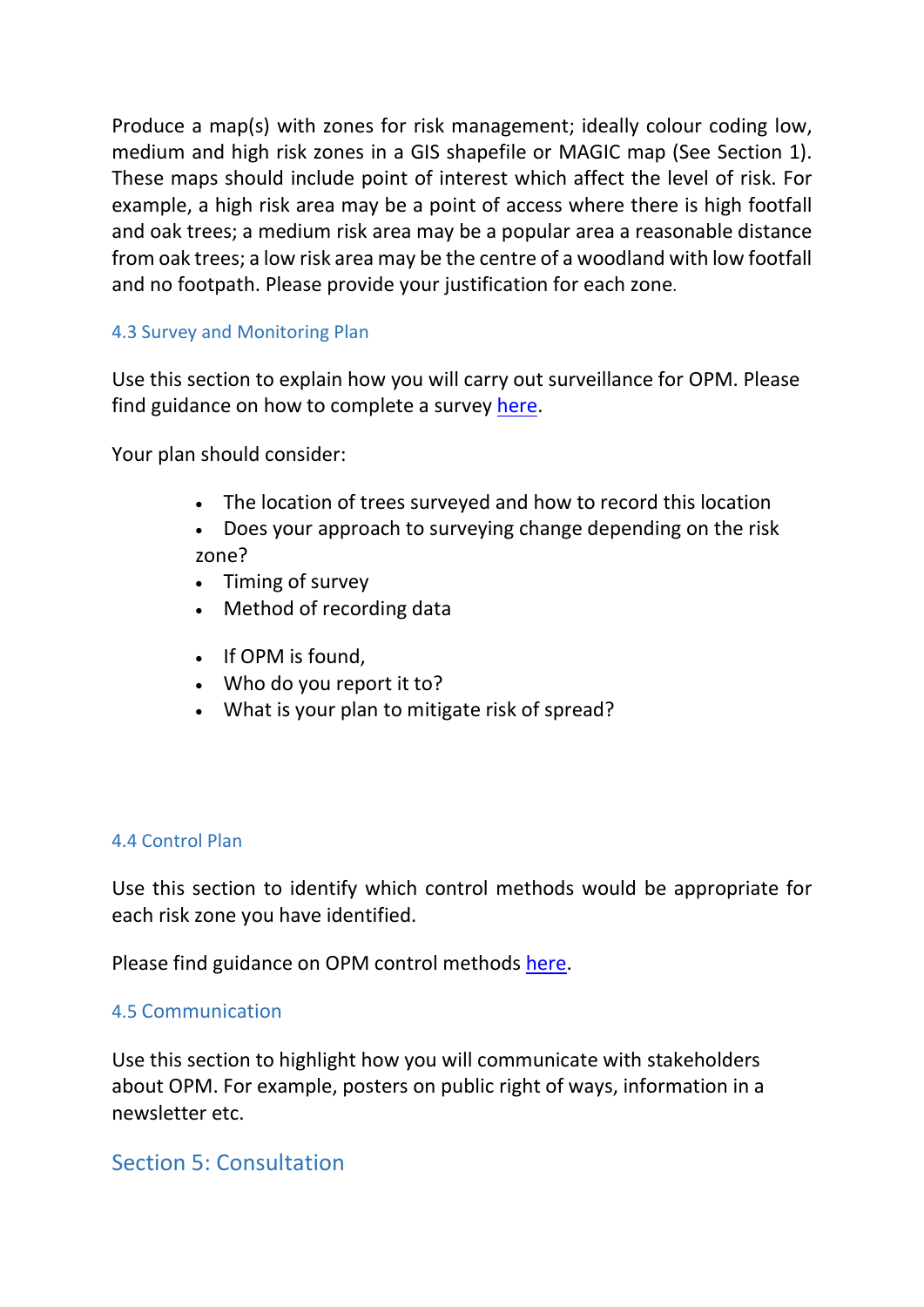Produce a map(s) with zones for risk management; ideally colour coding low, medium and high risk zones in a GIS shapefile or MAGIC map (See Section 1). These maps should include point of interest which affect the level of risk. For example, a high risk area may be a point of access where there is high footfall and oak trees; a medium risk area may be a popular area a reasonable distance from oak trees; a low risk area may be the centre of a woodland with low footfall and no footpath. Please provide your justification for each zone.

### 4.3 Survey and Monitoring Plan

Use this section to explain how you will carry out surveillance for OPM. Please find guidance on how to complete a survey here.

Your plan should consider:

- The location of trees surveyed and how to record this location
- Does your approach to surveying change depending on the risk zone?
- Timing of survey
- Method of recording data

- If OPM is found,
- Who do you report it to?
- What is your plan to mitigate risk of spread?

### 4.4 Control Plan

Use this section to identify which control methods would be appropriate for each risk zone you have identified.

Please find guidance on OPM control methods here.

### 4.5 Communication

Use this section to highlight how you will communicate with stakeholders about OPM. For example, posters on public right of ways, information in a newsletter etc.

## Section 5: Consultation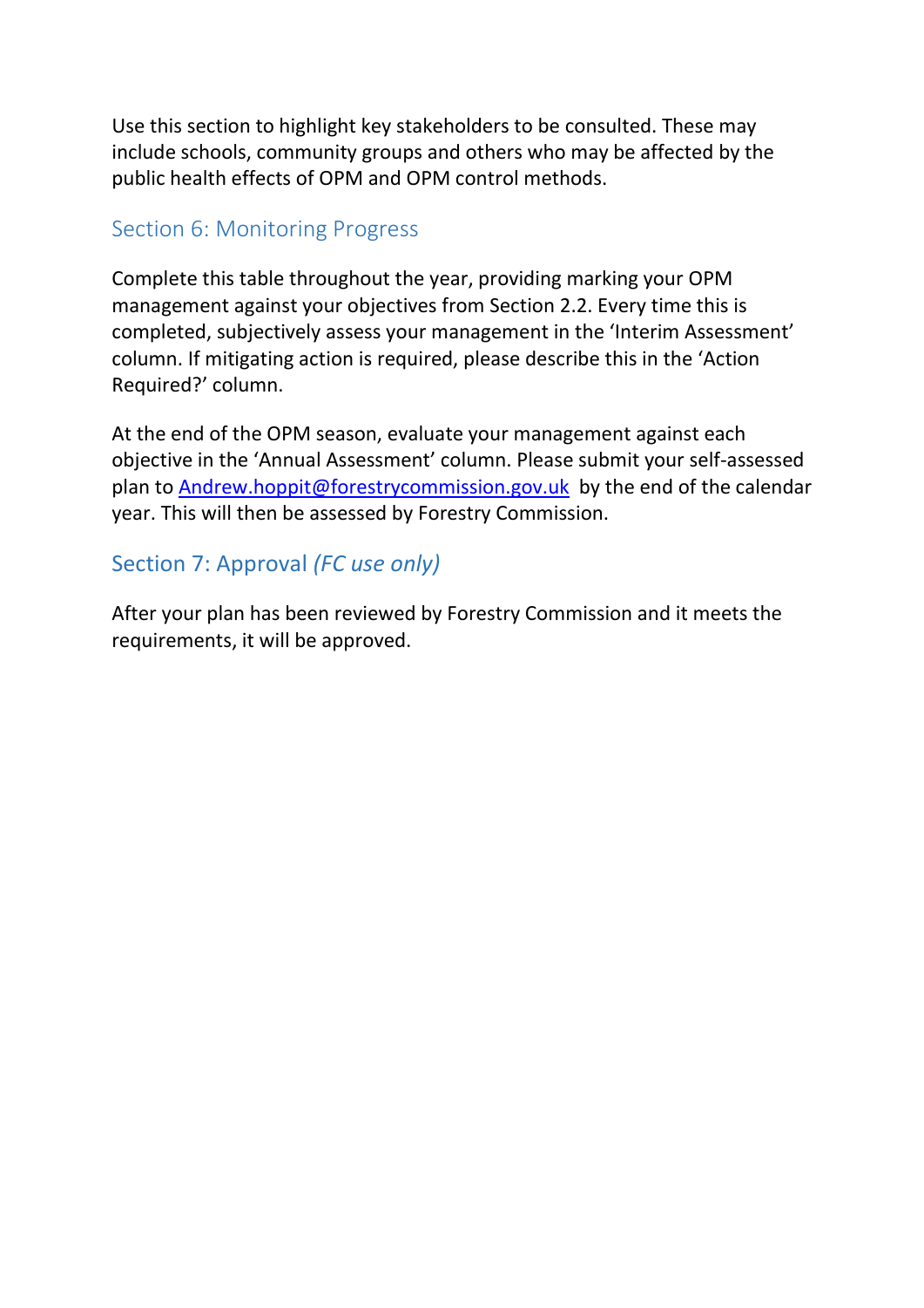Use this section to highlight key stakeholders to be consulted. These may include schools, community groups and others who may be affected by the public health effects of OPM and OPM control methods.

## Section 6: Monitoring Progress

Complete this table throughout the year, providing marking your OPM management against your objectives from Section 2.2. Every time this is completed, subjectively assess your management in the 'Interim Assessment' column. If mitigating action is required, please describe this in the 'Action Required?' column.

At the end of the OPM season, evaluate your management against each objective in the 'Annual Assessment' column. Please submit your self-assessed plan to [Andrew.hoppit@forestrycommission.gov.uk](mailto:Andrew.hoppit@forestrycommission.gov.uk) by the end of the calendar year. This will then be assessed by Forestry Commission.

## Section 7: Approval *(FC use only)*

After your plan has been reviewed by Forestry Commission and it meets the requirements, it will be approved.